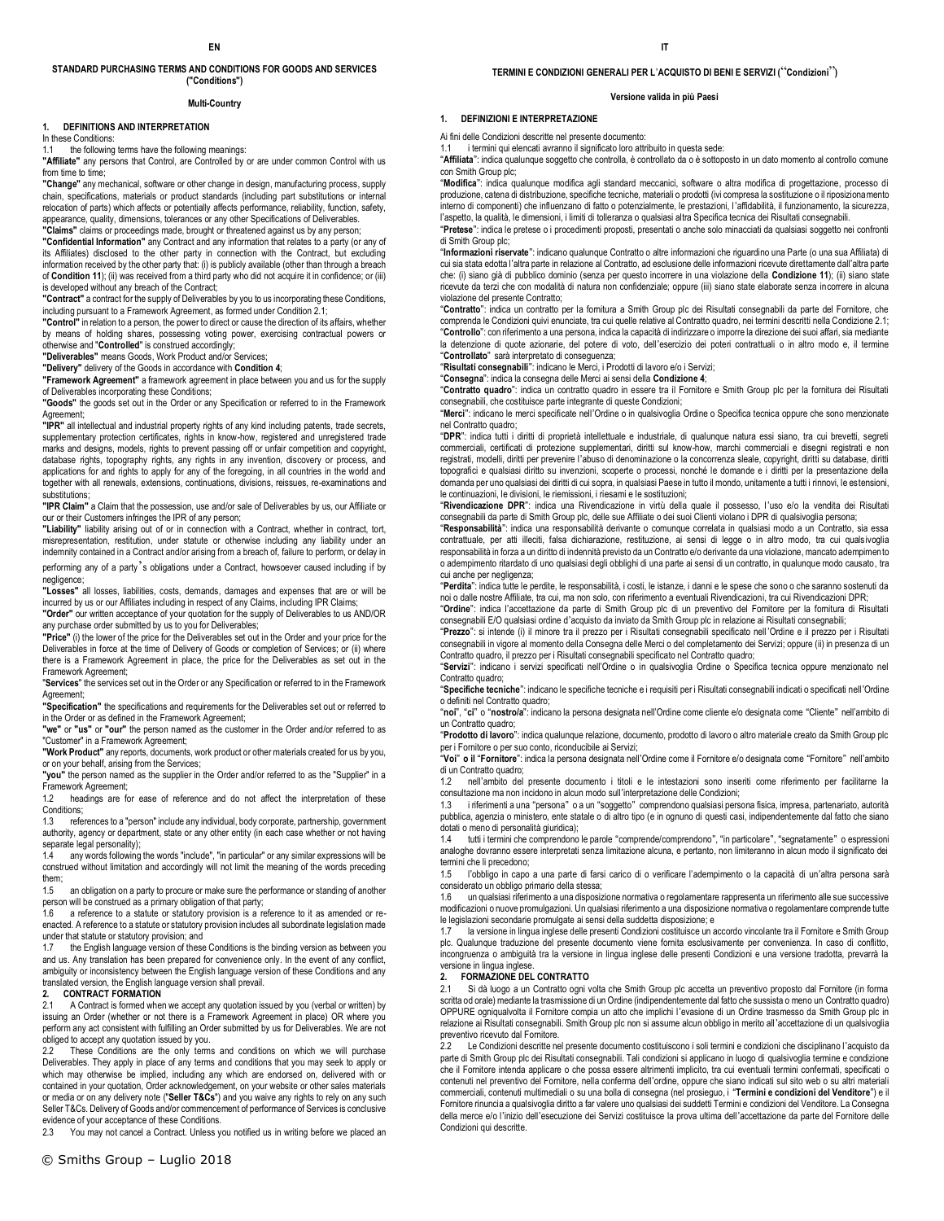**EN**

**STANDARD PURCHASING TERMS AND CONDITIONS FOR GOODS AND SERVICES ("Conditions")**

**Multi-Country**

## 1. DEFINITIONS AND INTERPRETATION

In these Conditions:

1.1 the following terms have the following meanings:

**"Affiliate"** any persons that Control, are Controlled by or are under common Control with us from time to time;

**"Change"** any mechanical, software or other change in design, manufacturing process, supply chain, specifications, materials or product standards (including part substitutions or internal relocation of parts) which affects or potentially affects performance, reliability, function, safety, appearance, quality, dimensions, tolerances or any other Specifications of Deliverables.

**"Claims"** claims or proceedings made, brought or threatened against us by any person;

**"Confidential Information"** any Contract and any information that relates to a party (or any of its Affiliates) disclosed to the other party in connection with the Contract, but excluding information received by the other party that: (i) is publicly available (other than through a breach of **Condition 11**); (ii) was received from a third party who did not acquire it in confidence; or (iii) is developed without any breach of the Contract;

**"Contract"** a contract for the supply of Deliverables by you to us incorporating these Conditions, including pursuant to a Framework Agreement, as formed under Condition 2.1;

**"Control"** in relation to a person, the power to direct or cause the direction of its affairs, whether by means of holding shares, possessing voting power, exercising contractual powers or otherwise and "**Controlled**" is construed accordingly;

**"Deliverables"** means Goods, Work Product and/or Services;

**"Delivery"** delivery of the Goods in accordance with **Condition 4**;

**"Framework Agreement"** a framework agreement in place between you and us for the supply of Deliverables incorporating these Conditions;

**"Goods"** the goods set out in the Order or any Specification or referred to in the Framework Agreement;

**"IPR"** all intellectual and industrial property rights of any kind including patents, trade secrets, supplementary protection certificates, rights in know-how, registered and unregistered trade marks and designs, models, rights to prevent passing off or unfair competition and copyright, database rights, topography rights, any rights in any invention, discovery or process, and applications for and rights to apply for any of the foregoing, in all countries in the world and together with all renewals, extensions, continuations, divisions, reissues, re-examinations and substitutions;

**"IPR Claim"** a Claim that the possession, use and/or sale of Deliverables by us, our Affiliate or our or their Customers infringes the IPR of any person;

**"Liability"** liability arising out of or in connection with a Contract, whether in contract, tort, misrepresentation, restitution, under statute or otherwise including any liability under an indemnity contained in a Contract and/or arising from a breach of, failure to perform, or delay in performing any of a party's obligations under a Contract, howsoever caused including if by negligence;

**"Losses"** all losses, liabilities, costs, demands, damages and expenses that are or will be incurred by us or our Affiliates including in respect of any Claims, including IPR Claims;

**"Order"** our written acceptance of your quotation for the supply of Deliverables to us AND/OR any purchase order submitted by us to you for Deliverables;

**"Price"** (i) the lower of the price for the Deliverables set out in the Order and your price for the Deliverables in force at the time of Delivery of Goods or completion of Services; or (ii) where there is a Framework Agreement in place, the price for the Deliverables as set out in the Framework Agreement;

**"Services"** the services set out in the Order or any Specification or referred to in the Framework Agreement;

**"Specification"** the specifications and requirements for the Deliverables set out or referred to in the Order or as defined in the Framework Agreement;

**"we"** or **"us"** or **"our"** the person named as the customer in the Order and/or referred to as "Customer" in a Framework Agreement;

**"Work Product"** any reports, documents, work product or other materials created for us by you, or on your behalf, arising from the Services;

**"you"** the person named as the supplier in the Order and/or referred to as the "Supplier" in a Framework Agreement;

1.2 headings are for ease of reference and do not affect the interpretation of these Conditions;

1.3 references to a "person" include any individual, body corporate, partnership, government authority, agency or department, state or any other entity (in each case whether or not having separate legal personality);

1.4 any words following the words "include", "in particular" or any similar expressions will be construed without limitation and accordingly will not limit the meaning of the words preceding them;

1.5 an obligation on a party to procure or make sure the performance or standing of another person will be construed as a primary obligation of that party;

1.6 a reference to a statute or statutory provision is a reference to it as amended or re-enacted. A reference to a statute or statutory provision includes all subordinate legislation made under that statute or statutory provision; and

1.7 the English language version of these Conditions is the binding version as between you and us. Any translation has been prepared for convenience only. In the event of any conflict, ambiguity or inconsistency between the English language version of these Conditions and any translated version, the English language version shall prevail.

## 2. CONTRACT FORMATION

2.1 A Contract is formed when we accept any quotation issued by you (verbal or written) by issuing an Order (whether or not there is a Framework Agreement in place) OR where you perform any act consistent with fulfilling an Order submitted by us for Deliverables. We are not obliged to accept any quotation issued by you.

2.2 These Conditions are the only terms and conditions on which we will purchase Deliverables. They apply in place of any terms and conditions that you may seek to apply or which may otherwise be implied, including any which are endorsed on, delivered with or contained in your quotation, Order acknowledgement, on your website or other sales materials or media or on any delivery note ("**Seller T&Cs**") and you waive any rights to rely on any such Seller T&Cs. Delivery of Goods and/or commencement of performance of Services is conclusive evidence of your acceptance of these Conditions.

2.3 You may not cancel a Contract. Unless you notified us in writing before we placed an

**IT**

**TERMINI E CONDIZIONI GENERALI PER L'ACQUISTO DI BENI E SERVIZI ("Condizioni")**

**Versione valida in più Paesi**

## 1. DEFINIZIONI E INTERPRETAZIONE

Ai fini delle Condizioni descritte nel presente documento:

1.1 i termini qui elencati avranno il significato loro attribuito in questa sede:

"**Affiliata**": indica qualunque soggetto che controlla, è controllato da o è sottoposto in un dato momento al controllo comune con Smith Group plc;

"**Modifica**": indica qualunque modifica agli standard meccanici, software o altra modifica di progettazione, processo di produzione, catena di distribuzione, specifiche tecniche, materiali o prodotti (ivi compresa la sostituzione o il riposizionamento interno di componenti) che influenzano di fatto o potenzialmente, le prestazioni, l'affidabilità, il funzionamento, la sicurezza, l'aspetto, la qualità, le dimensioni, i limiti di tolleranza o qualsiasi altra Specifica tecnica dei Risultati consegnabili.

"**Pretese**": indica le pretese o i procedimenti proposti, presentati o anche solo minacciati da qualsiasi soggetto nei confronti di Smith Group plc;

"**Informazioni riservate**": indicano qualunque Contratto o altre informazioni che riguardino una Parte (o una sua Affiliata) di cui sia stata edotta l'altra parte in relazione al Contratto, ad esclusione delle informazioni ricevute direttamente dall'altra parte che: (i) siano già di pubblico dominio (senza per questo incorrere in una violazione della **Condizione 11**); (ii) siano state ricevute da terzi che con modalità di natura non confidenziale; oppure (iii) siano state elaborate senza incorrere in alcuna violazione del presente Contratto;

"**Contratto**": indica un contratto per la fornitura a Smith Group plc dei Risultati consegnabili da parte del Fornitore, che comprenda le Condizioni quivi enunciate, tra cui quelle relative al Contratto quadro, nei termini descritti nella Condizione 2.1;

"**Controllo**": con riferimento a una persona, indica la capacità di indirizzare o imporre la direzione dei suoi affari, sia mediante la detenzione di quote azionarie, del potere di voto, dell'esercizio dei poteri contrattuali o in altro modo e, il termine "**Controllato**" sarà interpretato di conseguenza;

"**Risultati consegnabili**": indicano le Merci, i Prodotti di lavoro e/o i Servizi;

"**Consegna**": indica la consegna delle Merci ai sensi della **Condizione 4**;

"**Contratto quadro**": indica un contratto quadro in essere tra il Fornitore e Smith Group plc per la fornitura dei Risultati consegnabili, che costituisce parte integrante di queste Condizioni;

"**Merci**": indicano le merci specificate nell'Ordine o in qualsivoglia Ordine o Specifica tecnica oppure che sono menzionate nel Contratto quadro;

"**DPR**": indica tutti i diritti di proprietà intellettuale e industriale, di qualunque natura essi siano, tra cui brevetti, segreti commerciali, certificati di protezione supplementari, diritti sul know-how, marchi commerciali e disegni registrati e non registrati, modelli, diritti per prevenire l'abuso di denominazione o la concorrenza sleale, copyright, diritti su database, diritti topografici e qualsiasi diritto su invenzioni, scoperte o processi, nonché le domande e i diritti per la presentazione della domanda per uno qualsiasi dei diritti di cui sopra, in qualsiasi Paese in tutto il mondo, unitamente a tutti i rinnovi, le estensioni, le continuazioni, le divisioni, le riemissioni, i riesami e le sostituzioni;

"**Rivendicazione DPR**": indica una Rivendicazione in virtù della quale il possesso, l'uso e/o la vendita dei Risultati consegnabili da parte di Smith Group plc, delle sue Affiliate o dei suoi Clienti violano i DPR di qualsivoglia persona;

"**Responsabilità**": indica una responsabilità derivante o comunque correlata in qualsiasi modo a un Contratto, sia essa contrattuale, per atti illeciti, falsa dichiarazione, restituzione, ai sensi di legge o in altro modo, tra cui qualsivoglia responsabilità in forza a un diritto di indennità previsto da un Contratto e/o derivante da una violazione, mancato adempimento o adempimento ritardato di uno qualsiasi degli obblighi di una parte ai sensi di un contratto, in qualunque modo causato, tra cui anche per negligenza;

"**Perdita**": indica tutte le perdite, le responsabilità, i costi, le istanze, i danni e le spese che sono o che saranno sostenuti da noi o dalle nostre Affiliate, tra cui, ma non solo, con riferimento a eventuali Rivendicazioni, tra cui Rivendicazioni DPR;

"**Ordine**": indica l'accettazione da parte di Smith Group plc di un preventivo del Fornitore per la fornitura di Risultati consegnabili E/O qualsiasi ordine d'acquisto da inviato da Smith Group plc in relazione ai Risultati consegnabili;

"**Prezzo**": si intende (i) il minore tra il prezzo per i Risultati consegnabili specificato nell'Ordine e il prezzo per i Risultati consegnabili in vigore al momento della Consegna delle Merci o del completamento dei Servizi; oppure (ii) in presenza di un Contratto quadro, il prezzo per i Risultati consegnabili specificato nel Contratto quadro;

"**Servizi**": indicano i servizi specificati nell'Ordine o in qualsivoglia Ordine o Specifica tecnica oppure menzionato nel Contratto quadro;

"**Specifiche tecniche**": indicano le specifiche tecniche e i requisiti per i Risultati consegnabili indicati o specificati nell'Ordine o definiti nel Contratto quadro;

"**noi**", "**ci**" o "**nostro/a**": indicano la persona designata nell'Ordine come cliente e/o designata come "Cliente" nell'ambito di un Contratto quadro;

"**Prodotto di lavoro**": indica qualunque relazione, documento, prodotto di lavoro o altro materiale creato da Smith Group plc per i Fornitore o per suo conto, riconducibile ai Servizi;

"**Voi**" o **il** "**Fornitore**": indica la persona designata nell'Ordine come il Fornitore e/o designata come "Fornitore" nell'ambito di un Contratto quadro;

1.2 nell'ambito del presente documento i titoli e le intestazioni sono inseriti come riferimento per facilitarne la consultazione ma non incidono in alcun modo sull'interpretazione delle Condizioni;

1.3 i riferimenti a una "persona" o a un "soggetto" comprendono qualsiasi persona fisica, impresa, partenariato, autorità pubblica, agenzia o ministero, ente statale o di altro tipo (e in ognuno di questi casi, indipendentemente dal fatto che siano dotati o meno di personalità giuridica);

1.4 tutti i termini che comprendono le parole "comprende/comprendono", "in particolare", "segnatamente" o espressioni analoghe dovranno essere interpretati senza limitazione alcuna, e pertanto, non limiteranno in alcun modo il significato dei termini che li precedono;

1.5 l'obbligo in capo a una parte di farsi carico di o verificare l'adempimento o la capacità di un'altra persona sarà considerato un obbligo primario della stessa;

1.6 un qualsiasi riferimento a una disposizione normativa o regolamentare rappresenta un riferimento alle sue successive modificazioni o nuove promulgazioni. Un qualsiasi riferimento a una disposizione normativa o regolamentare comprende tutte le legislazioni secondarie promulgate ai sensi della suddetta disposizione; e

1.7 la versione in lingua inglese delle presenti Condizioni costituisce un accordo vincolante tra il Fornitore e Smith Group plc. Qualunque traduzione del presente documento viene fornita esclusivamente per convenienza. In caso di conflitto, incongruenza o ambiguità tra la versione in lingua inglese delle presenti Condizioni e una versione tradotta, prevarrà la versione in lingua inglese.

## 2. FORMAZIONE DEL CONTRATTO

2.1 Si dà luogo a un Contratto ogni volta che Smith Group plc accetta un preventivo proposto dal Fornitore (in forma scritta od orale) mediante la trasmissione di un Ordine (indipendentemente dal fatto che sussista o meno un Contratto quadro) OPPURE ogniqualvolta il Fornitore compia un atto che implichi l'evasione di un Ordine trasmesso da Smith Group plc in relazione ai Risultati consegnabili. Smith Group plc non si assume alcun obbligo in merito all'accettazione di un qualsivoglia preventivo ricevuto dal Fornitore.

2.2 Le Condizioni descritte nel presente documento costituiscono i soli termini e condizioni che disciplinano l'acquisto da parte di Smith Group plc dei Risultati consegnabili. Tali condizioni si applicano in luogo di qualsivoglia termine e condizione che il Fornitore intenda applicare o che possa essere altrimenti implicito, tra cui eventuali termini confermati, specificati o contenuti nel preventivo del Fornitore, nella conferma dell'ordine, oppure che siano indicati sul suo sito web o su altri materiali commerciali, contenuti multimediali o su una bolla di consegna (nel prosieguo, i "**Termini e condizioni del Venditore**") e il Fornitore rinuncia a qualsivoglia diritto a far valere uno qualsiasi dei suddetti Termini e condizioni del Venditore. La Consegna della merce e/o l'inizio dell'esecuzione dei Servizi costituisce la prova ultima dell'accettazione da parte del Fornitore delle Condizioni qui descritte.

© Smiths Group – Luglio 2018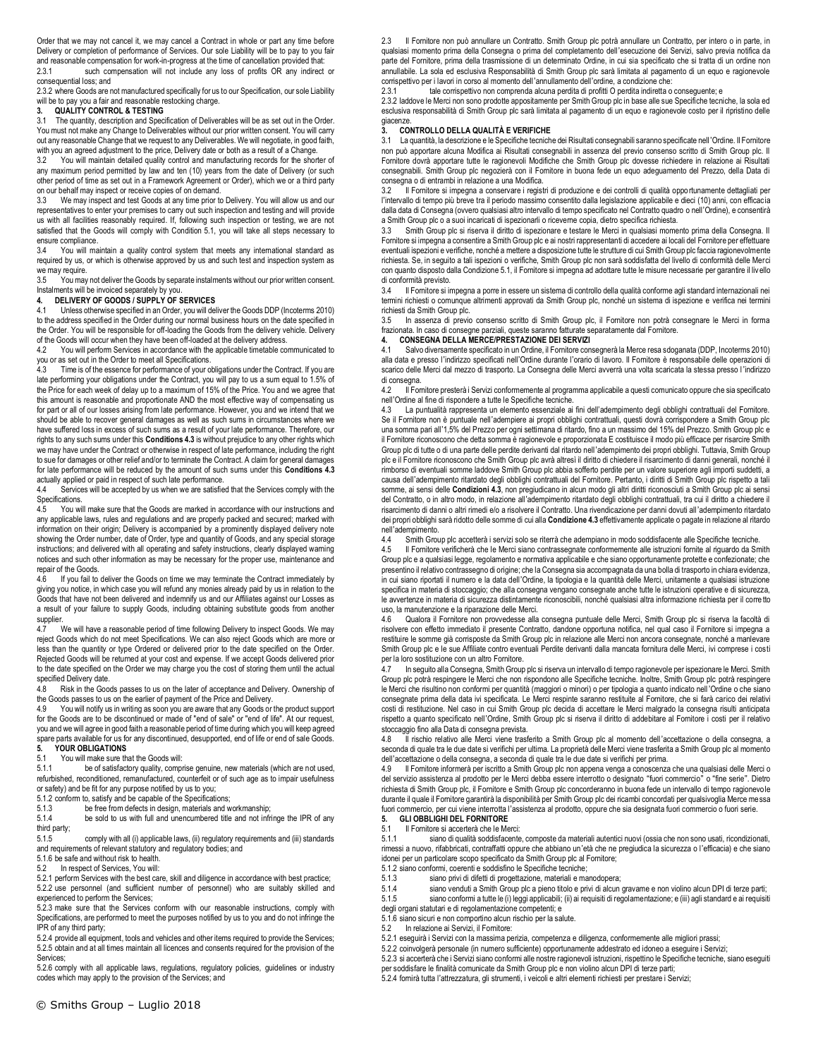Order that we may not cancel it, we may cancel a Contract in whole or part any time before Delivery or completion of performance of Services. Our sole Liability will be to pay to you fair and reasonable compensation for work-in-progress at the time of cancellation provided that:

2.3.1 such compensation will not include any loss of profits OR any indirect or consequential loss; and

2.3.2 where Goods are not manufactured specifically for us to our Specification, our sole Liability will be to pay you a fair and reasonable restocking charge.

## 3. QUALITY CONTROL & TESTING

3.1 The quantity, description and Specification of Deliverables will be as set out in the Order. You must not make any Change to Deliverables without our prior written consent. You will carry out any reasonable Change that we request to any Deliverables. We will negotiate, in good faith, with you an agreed adjustment to the price, Delivery date or both as a result of a Change.

3.2 You will maintain detailed quality control and manufacturing records for the shorter of any maximum period permitted by law and ten (10) years from the date of Delivery (or such other period of time as set out in a Framework Agreement or Order), which we or a third party on our behalf may inspect or receive copies of on demand.

3.3 We may inspect and test Goods at any time prior to Delivery. You will allow us and our representatives to enter your premises to carry out such inspection and testing and will provide us with all facilities reasonably required. If, following such inspection or testing, we are not satisfied that the Goods will comply with Condition 5.1, you will take all steps necessary to ensure compliance.

3.4 You will maintain a quality control system that meets any international standard as required by us, or which is otherwise approved by us and such test and inspection system as we may require.

3.5 You may not deliver the Goods by separate instalments without our prior written consent. Instalments will be invoiced separately by you.

## 4. DELIVERY OF GOODS / SUPPLY OF SERVICES

4.1 Unless otherwise specified in an Order, you will deliver the Goods DDP (Incoterms 2010) to the address specified in the Order during our normal business hours on the date specified in the Order. You will be responsible for off-loading the Goods from the delivery vehicle. Delivery of the Goods will occur when they have been off-loaded at the delivery address.

4.2 You will perform Services in accordance with the applicable timetable communicated to you or as set out in the Order to meet all Specifications.

4.3 Time is of the essence for performance of your obligations under the Contract. If you are late performing your obligations under the Contract, you will pay to us a sum equal to 1.5% of the Price for each week of delay up to a maximum of 15% of the Price. You and we agree that this amount is reasonable and proportionate AND the most effective way of compensating us for part or all of our losses arising from late performance. However, you and we intend that we should be able to recover general damages as well as such sums in circumstances where we have suffered loss in excess of such sums as a result of your late performance. Therefore, our rights to any such sums under this **Conditions 4.3** is without prejudice to any other rights which we may have under the Contract or otherwise in respect of late performance, including the right to sue for damages or other relief and/or to terminate the Contract. A claim for general damages for late performance will be reduced by the amount of such sums under this **Conditions 4.3** actually applied or paid in respect of such late performance.

4.4 Services will be accepted by us when we are satisfied that the Services comply with the Specifications.

4.5 You will make sure that the Goods are marked in accordance with our instructions and any applicable laws, rules and regulations and are properly packed and secured; marked with information on their origin; Delivery is accompanied by a prominently displayed delivery note showing the Order number, date of Order, type and quantity of Goods, and any special storage instructions; and delivered with all operating and safety instructions, clearly displayed warning notices and such other information as may be necessary for the proper use, maintenance and repair of the Goods.

4.6 If you fail to deliver the Goods on time we may terminate the Contract immediately by giving you notice, in which case you will refund any monies already paid by us in relation to the Goods that have not been delivered and indemnify us and our Affiliates against our Losses as a result of your failure to supply Goods, including obtaining substitute goods from another supplier.

4.7 We will have a reasonable period of time following Delivery to inspect Goods. We may reject Goods which do not meet Specifications. We can also reject Goods which are more or less than the quantity or type Ordered or delivered prior to the date specified on the Order. Rejected Goods will be returned at your cost and expense. If we accept Goods delivered prior to the date specified on the Order we may charge you the cost of storing them until the actual specified Delivery date.

4.8 Risk in the Goods passes to us on the later of acceptance and Delivery. Ownership of the Goods passes to us on the earlier of payment of the Price and Delivery.

4.9 You will notify us in writing as soon you are aware that any Goods or the product support for the Goods are to be discontinued or made of "end of sale" or "end of life". At our request, you and we will agree in good faith a reasonable period of time during which you will keep agreed spare parts available for us for any discontinued, desupported, end of life or end of sale Goods.

## 5. YOUR OBLIGATIONS

5.1 You will make sure that the Goods will:

5.1.1 be of satisfactory quality, comprise genuine, new materials (which are not used, refurbished, reconditioned, remanufactured, counterfeit or of such age as to impair usefulness or safety) and be fit for any purpose notified by us to you;

5.1.2 conform to, satisfy and be capable of the Specifications;

5.1.3 be free from defects in design, materials and workmanship;

5.1.4 be sold to us with full and unencumbered title and not infringe the IPR of any third party;

5.1.5 comply with all (i) applicable laws, (ii) regulatory requirements and (iii) standards and requirements of relevant statutory and regulatory bodies; and

5.1.6 be safe and without risk to health.

5.2 In respect of Services, You will:

5.2.1 perform Services with the best care, skill and diligence in accordance with best practice;

5.2.2 use personnel (and sufficient number of personnel) who are suitably skilled and experienced to perform the Services;

5.2.3 make sure that the Services conform with our reasonable instructions, comply with Specifications, are performed to meet the purposes notified by us to you and do not infringe the IPR of any third party;

5.2.4 provide all equipment, tools and vehicles and other items required to provide the Services;

5.2.5 obtain and at all times maintain all licences and consents required for the provision of the Services;

5.2.6 comply with all applicable laws, regulations, regulatory policies, guidelines or industry codes which may apply to the provision of the Services; and

2.3 Il Fornitore non può annullare un Contratto. Smith Group plc potrà annullare un Contratto, per intero o in parte, in qualsiasi momento prima della Consegna o prima del completamento dell'esecuzione dei Servizi, salvo previa notifica da parte del Fornitore, prima della trasmissione di un determinato Ordine, in cui sia specificato che si tratta di un ordine non annullabile. La sola ed esclusiva Responsabilità di Smith Group plc sarà limitata al pagamento di un equo e ragionevole corrispettivo per i lavori in corso al momento dell'annullamento dell'ordine, a condizione che:

2.3.1 tale corrispettivo non comprenda alcuna perdita di profitti O perdita indiretta o conseguente; e

2.3.2 laddove le Merci non sono prodotte appositamente per Smith Group plc in base alle sue Specifiche tecniche, la sola ed esclusiva responsabilità di Smith Group plc sarà limitata al pagamento di un equo e ragionevole costo per il ripristino delle giacenze.

## 3. CONTROLLO DELLA QUALITÀ E VERIFICHE

3.1 La quantità, la descrizione e le Specifiche tecniche dei Risultati consegnabili saranno specificate nell'Ordine. Il Fornitore non può apportare alcuna Modifica ai Risultati consegnabili in assenza del previo consenso scritto di Smith Group plc. Il Fornitore dovrà apportare tutte le ragionevoli Modifiche che Smith Group plc dovesse richiedere in relazione ai Risultati consegnabili. Smith Group plc negozierà con il Fornitore in buona fede un equo adeguamento del Prezzo, della Data di consegna o di entrambi in relazione a una Modifica.

3.2 Il Fornitore si impegna a conservare i registri di produzione e dei controlli di qualità opportunamente dettagliati per l'intervallo di tempo più breve tra il periodo massimo consentito dalla legislazione applicabile e dieci (10) anni, con efficacia dalla data di Consegna (ovvero qualsiasi altro intervallo di tempo specificato nel Contratto quadro o nell'Ordine), e consentirà a Smith Group plc o a suoi incaricati di ispezionarli o riceverne copia, dietro specifica richiesta.

3.3 Smith Group plc si riserva il diritto di ispezionare e testare le Merci in qualsiasi momento prima della Consegna. Il Fornitore si impegna a consentire a Smith Group plc e ai nostri rappresentanti di accedere ai locali del Fornitore per effettuare eventuali ispezioni e verifiche, nonché a mettere a disposizione tutte le strutture di cui Smith Group plc faccia ragionevolmente richiesta. Se, in seguito a tali ispezioni o verifiche, Smith Group plc non sarà soddisfatta del livello di conformità delle Merci con quanto disposto dalla Condizione 5.1, il Fornitore si impegna ad adottare tutte le misure necessarie per garantire il livello di conformità previsto.

3.4 Il Fornitore si impegna a porre in essere un sistema di controllo della qualità conforme agli standard internazionali nei termini richiesti o comunque altrimenti approvati da Smith Group plc, nonché un sistema di ispezione e verifica nei termini richiesti da Smith Group plc.

3.5 In assenza di previo consenso scritto di Smith Group plc, il Fornitore non potrà consegnare le Merci in forma frazionata. In caso di consegne parziali, queste saranno fatturate separatamente dal Fornitore.

## 4. CONSEGNA DELLA MERCE/PRESTAZIONE DEI SERVIZI

4.1 Salvo diversamente specificato in un Ordine, il Fornitore consegnerà la Merce resa sdoganata (DDP, Incoterms 2010) alla data e presso l'indirizzo specificati nell'Ordine durante l'orario di lavoro. Il Fornitore è responsabile delle operazioni di scarico delle Merci dal mezzo di trasporto. La Consegna delle Merci avverrà una volta scaricata la stessa presso l'indirizzo di consegna.

4.2 Il Fornitore presterà i Servizi conformemente al programma applicabile a questi comunicato oppure che sia specificato nell'Ordine al fine di rispondere a tutte le Specifiche tecniche.

4.3 La puntualità rappresenta un elemento essenziale ai fini dell'adempimento degli obblighi contrattuali del Fornitore. Se il Fornitore non è puntuale nell'adempiere ai propri obblighi contrattuali, questi dovrà corrispondere a Smith Group plc una somma pari all'1,5% del Prezzo per ogni settimana di ritardo, fino a un massimo del 15% del Prezzo. Smith Group plc e il Fornitore riconoscono che detta somma è ragionevole e proporzionata E costituisce il modo più efficace per risarcire Smith Group plc di tutte o di una parte delle perdite derivanti dal ritardo nell'adempimento dei propri obblighi. Tuttavia, Smith Group plc e il Fornitore riconoscono che Smith Group plc avrà altresì il diritto di chiedere il risarcimento di danni generali, nonché il rimborso di eventuali somme laddove Smith Group plc abbia sofferto perdite per un valore superiore agli importi suddetti, a causa dell'adempimento ritardato degli obblighi contrattuali del Fornitore. Pertanto, i diritti di Smith Group plc rispetto a tali somme, ai sensi delle **Condizioni 4.3**, non pregiudicano in alcun modo gli altri diritti riconosciuti a Smith Group plc ai sensi del Contratto, o in altro modo, in relazione all'adempimento ritardato degli obblighi contrattuali, tra cui il diritto a chiedere il risarcimento di danni o altri rimedi e/o a risolvere il Contratto. Una rivendicazione per danni dovuti all'adempimento ritardato dei propri obblighi sarà ridotto delle somme di cui alla **Condizione 4.3** effettivamente applicate o pagate in relazione al ritardo nell'adempimento.

4.4 Smith Group plc accetterà i servizi solo se riterrà che adempiano in modo soddisfacente alle Specifiche tecniche.

4.5 Il Fornitore verificherà che le Merci siano contrassegnate conformemente alle istruzioni fornite al riguardo da Smith Group plc e a qualsiasi legge, regolamento e normativa applicabile e che siano opportunamente protette e confezionate; che presentino il relativo contrassegno di origine; che la Consegna sia accompagnata da una bolla di trasporto in chiara evidenza, in cui siano riportati il numero e la data dell'Ordine, la tipologia e la quantità delle Merci, unitamente a qualsiasi istruzione specifica in materia di stoccaggio; che alla consegna vengano consegnate anche tutte le istruzioni operative e di sicurezza, le avvertenze in materia di sicurezza distintamente riconoscibili, nonché qualsiasi altra informazione richiesta per il corretto uso, la manutenzione e la riparazione delle Merci.

4.6 Qualora il Fornitore non provvedesse alla consegna puntuale delle Merci, Smith Group plc si riserva la facoltà di risolvere con effetto immediato il presente Contratto, dandone opportuna notifica, nel qual caso il Fornitore si impegna a restituire le somme già corrisposte da Smith Group plc in relazione alle Merci non ancora consegnate, nonché a manlevare Smith Group plc e le sue Affiliate contro eventuali Perdite derivanti dalla mancata fornitura delle Merci, ivi comprese i costi per la loro sostituzione con un altro Fornitore.

4.7 In seguito alla Consegna, Smith Group plc si riserva un intervallo di tempo ragionevole per ispezionare le Merci. Smith Group plc potrà respingere le Merci che non rispondono alle Specifiche tecniche. Inoltre, Smith Group plc potrà respingere le Merci che risultino non conformi per quantità (maggiori o minori) o per tipologia a quanto indicato nell'Ordine o che siano consegnate prima della data ivi specificata. Le Merci respinte saranno restituite al Fornitore, che si farà carico dei relativi costi di restituzione. Nel caso in cui Smith Group plc decida di accettare le Merci malgrado la consegna risulti anticipata rispetto a quanto specificato nell'Ordine, Smith Group plc si riserva il diritto di addebitare al Fornitore i costi per il relativo stoccaggio fino alla Data di consegna prevista.

4.8 Il rischio relativo alle Merci viene trasferito a Smith Group plc al momento dell'accettazione o della consegna, a seconda di quale tra le due date si verifichi per ultima. La proprietà delle Merci viene trasferita a Smith Group plc al momento dell'accettazione o della consegna, a seconda di quale tra le due date si verifichi per prima.

4.9 Il Fornitore informerà per iscritto a Smith Group plc non appena venga a conoscenza che una qualsiasi delle Merci o del servizio assistenza al prodotto per le Merci debba essere interrotto o designato "fuori commercio" o "fine serie". Dietro richiesta di Smith Group plc, il Fornitore e Smith Group plc concorderanno in buona fede un intervallo di tempo ragionevole durante il quale il Fornitore garantirà la disponibilità per Smith Group plc dei ricambi concordati per qualsivoglia Merce messa fuori commercio, per cui viene interrotta l'assistenza al prodotto, oppure che sia designata fuori commercio o fuori serie.

## 5. GLI OBBLIGHI DEL FORNITORE

5.1 Il Fornitore si accerterà che le Merci:

5.1.1 siano di qualità soddisfacente, composte da materiali autentici nuovi (ossia che non sono usati, ricondizionati, rimessi a nuovo, rifabbricati, contraffatti oppure che abbiano un'età che ne pregiudica la sicurezza o l'efficacia) e che siano idonei per un particolare scopo specificato da Smith Group plc al Fornitore;

5.1.2 siano conformi, coerenti e soddisfino le Specifiche tecniche;

5.1.3 siano privi di difetti di progettazione, materiali e manodopera;

5.1.4 siano venduti a Smith Group plc a pieno titolo e privi di alcun gravame e non violino alcun DPI di terze parti;

5.1.5 siano conformi a tutte le (i) leggi applicabili; (ii) ai requisiti di regolamentazione; e (iii) agli standard e ai requisiti degli organi statutari e di regolamentazione competenti; e

5.1.6 siano sicuri e non comportino alcun rischio per la salute.

5.2 In relazione ai Servizi, il Fornitore:

5.2.1 eseguirà i Servizi con la massima perizia, competenza e diligenza, conformemente alle migliori prassi;

5.2.2 coinvolgerà personale (in numero sufficiente) opportunamente addestrato ed idoneo a eseguire i Servizi;

5.2.3 si accerterà che i Servizi siano conformi alle nostre ragionevoli istruzioni, rispettino le Specifiche tecniche, siano eseguiti per soddisfare le finalità comunicate da Smith Group plc e non violino alcun DPI di terze parti;

5.2.4 fornirà tutta l'attrezzatura, gli strumenti, i veicoli e altri elementi richiesti per prestare i Servizi;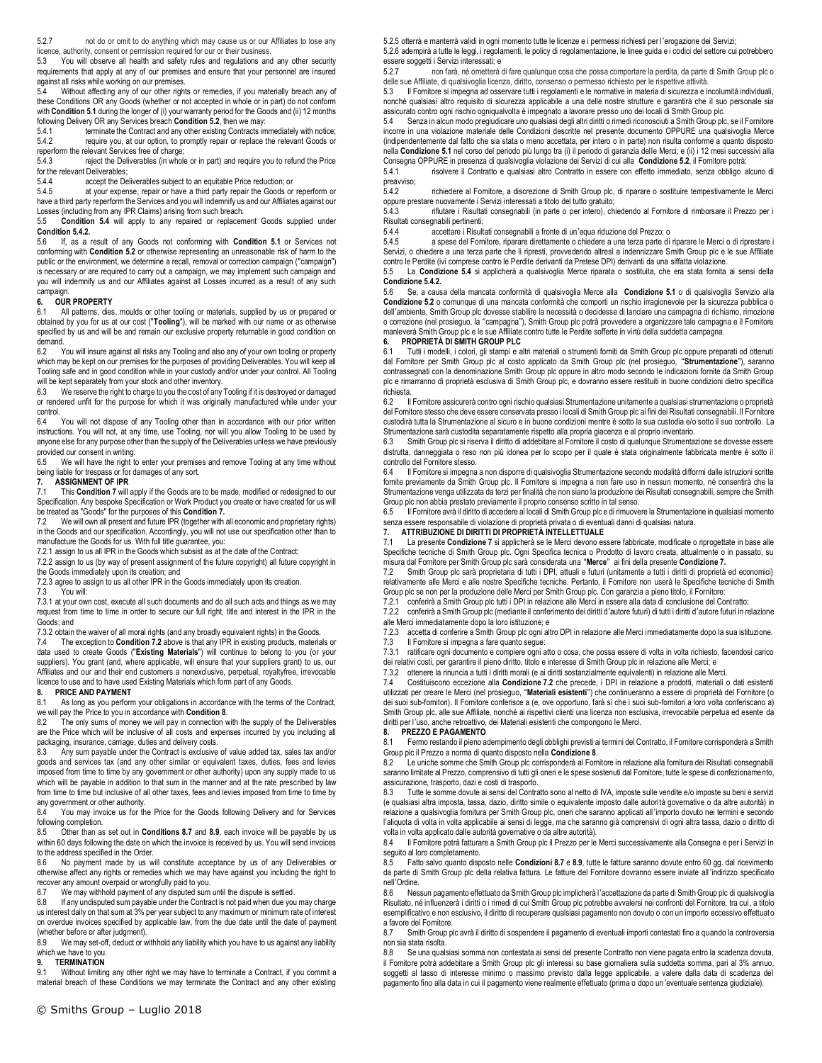5.2.7 not do or omit to do anything which may cause us or our Affiliates to lose any licence, authority, consent or permission required for our or their business.

5.3 You will observe all health and safety rules and regulations and any other security requirements that apply at any of our premises and ensure that your personnel are insured against all risks while working on our premises.

5.4 Without affecting any of our other rights or remedies, if you materially breach any of these Conditions OR any Goods (whether or not accepted in whole or in part) do not conform with **Condition 5.1** during the longer of (i) your warranty period for the Goods and (ii) 12 months following Delivery OR any Services breach **Condition 5.2**, then we may:

5.4.1 terminate the Contract and any other existing Contracts immediately with notice;

5.4.2 require you, at our option, to promptly repair or replace the relevant Goods or reperform the relevant Services free of charge;

5.4.3 reject the Deliverables (in whole or in part) and require you to refund the Price for the relevant Deliverables;

5.4.4 accept the Deliverables subject to an equitable Price reduction; or

5.4.5 at your expense, repair or have a third party repair the Goods or reperform or have a third party reperform the Services and you will indemnify us and our Affiliates against our Losses (including from any IPR Claims) arising from such breach.

5.5 **Condition 5.4** will apply to any repaired or replacement Goods supplied under **Condition 5.4.2.**

5.6 If, as a result of any Goods not conforming with **Condition 5.1** or Services not conforming with **Condition 5.2** or otherwise representing an unreasonable risk of harm to the public or the environment, we determine a recall, removal or correction campaign ("campaign") is necessary or are required to carry out a campaign, we may implement such campaign and you will indemnify us and our Affiliates against all Losses incurred as a result of any such campaign.

**6. OUR PROPERTY**

6.1 All patterns, dies, moulds or other tooling or materials, supplied by us or prepared or obtained by you for us at our cost ("**Tooling**"), will be marked with our name or as otherwise specified by us and will be and remain our exclusive property returnable in good condition on demand.

6.2 You will insure against all risks any Tooling and also any of your own tooling or property which may be kept on our premises for the purposes of providing Deliverables. You will keep all Tooling safe and in good condition while in your custody and/or under your control. All Tooling will be kept separately from your stock and other inventory.

6.3 We reserve the right to charge to you the cost of any Tooling if it is destroyed or damaged or rendered unfit for the purpose for which it was originally manufactured while under your control.

6.4 You will not dispose of any Tooling other than in accordance with our prior written instructions. You will not, at any time, use Tooling, nor will you allow Tooling to be used by anyone else for any purpose other than the supply of the Deliverables unless we have previously provided our consent in writing.

6.5 We will have the right to enter your premises and remove Tooling at any time without being liable for trespass or for damages of any sort.

**7. ASSIGNMENT OF IPR**

7.1 This **Condition 7** will apply if the Goods are to be made, modified or redesigned to our Specification. Any bespoke Specification or Work Product you create or have created for us will be treated as "Goods" for the purposes of this **Condition 7.**

7.2 We will own all present and future IPR (together with all economic and proprietary rights) in the Goods and our specification. Accordingly, you will not use our specification other than to manufacture the Goods for us. With full title guarantee, you:

7.2.1 assign to us all IPR in the Goods which subsist as at the date of the Contract;

7.2.2 assign to us (by way of present assignment of the future copyright) all future copyright in the Goods immediately upon its creation; and

7.2.3 agree to assign to us all other IPR in the Goods immediately upon its creation.

7.3 You will:

7.3.1 at your own cost, execute all such documents and do all such acts and things as we may request from time to time in order to secure our full right, title and interest in the IPR in the Goods; and

7.3.2 obtain the waiver of all moral rights (and any broadly equivalent rights) in the Goods.

7.4 The exception to **Condition 7.2** above is that any IPR in existing products, materials or data used to create Goods ("**Existing Materials**") will continue to belong to you (or your suppliers). You grant (and, where applicable, will ensure that your suppliers grant) to us, our Affiliates and our and their end customers a nonexclusive, perpetual, royaltyfree, irrevocable licence to use and to have used Existing Materials which form part of any Goods.

**8. PRICE AND PAYMENT**

8.1 As long as you perform your obligations in accordance with the terms of the Contract, we will pay the Price to you in accordance with **Condition 8**.

8.2 The only sums of money we will pay in connection with the supply of the Deliverables are the Price which will be inclusive of all costs and expenses incurred by you including all packaging, insurance, carriage, duties and delivery costs.

8.3 Any sum payable under the Contract is exclusive of value added tax, sales tax and/or goods and services tax (and any other similar or equivalent taxes, duties, fees and levies imposed from time to time by any government or other authority) upon any supply made to us which will be payable in addition to that sum in the manner and at the rate prescribed by law from time to time but inclusive of all other taxes, fees and levies imposed from time to time by any government or other authority.

8.4 You may invoice us for the Price for the Goods following Delivery and for Services following completion.

8.5 Other than as set out in **Conditions 8.7** and **8.9**, each invoice will be payable by us within 60 days following the date on which the invoice is received by us. You will send invoices to the address specified in the Order.

8.6 No payment made by us will constitute acceptance by us of any Deliverables or otherwise affect any rights or remedies which we may have against you including the right to recover any amount overpaid or wrongfully paid to you.

8.7 We may withhold payment of any disputed sum until the dispute is settled.

8.8 If any undisputed sum payable under the Contract is not paid when due you may charge us interest daily on that sum at 3% per year subject to any maximum or minimum rate of interest on overdue invoices specified by applicable law, from the due date until the date of payment (whether before or after judgment).

8.9 We may set-off, deduct or withhold any liability which you have to us against any liability which we have to you.

**9. TERMINATION**

9.1 Without limiting any other right we may have to terminate a Contract, if you commit a material breach of these Conditions we may terminate the Contract and any other existing

5.2.5 otterrà e manterrà validi in ogni momento tutte le licenze e i permessi richiesti per l'erogazione dei Servizi;

5.2.6 adempirà a tutte le leggi, i regolamenti, le policy di regolamentazione, le linee guida e i codici del settore cui potrebbero essere soggetti i Servizi interessati; e

5.2.7 non farà, né ometterà di fare qualunque cosa che possa comportare la perdita, da parte di Smith Group plc o delle sue Affiliate, di qualsivoglia licenza, diritto, consenso o permesso richiesto per le rispettive attività.

5.3 Il Fornitore si impegna ad osservare tutti i regolamenti e le normative in materia di sicurezza e incolumità individuali, nonché qualsiasi altro requisito di sicurezza applicabile a una delle nostre strutture e garantirà che il suo personale sia assicurato contro ogni rischio ogniqualvolta è impegnato a lavorare presso uno dei locali di Smith Group plc.

5.4 Senza in alcun modo pregiudicare uno qualsiasi degli altri diritti o rimedi riconosciuti a Smith Group plc, se il Fornitore incorre in una violazione materiale delle Condizioni descritte nel presente documento OPPURE una qualsivoglia Merce (indipendentemente dal fatto che sia stata o meno accettata, per intero o in parte) non risulta conforme a quanto disposto nella **Condizione 5.1** nel corso del periodo più lungo tra (i) il periodo di garanzia delle Merci; e (ii) i 12 mesi successivi alla Consegna OPPURE in presenza di qualsivoglia violazione dei Servizi di cui alla **Condizione 5.2**, il Fornitore potrà:

5.4.1 risolvere il Contratto e qualsiasi altro Contratto in essere con effetto immediato, senza obbligo alcuno di preavviso;

5.4.2 richiedere al Fornitore, a discrezione di Smith Group plc, di riparare o sostituire tempestivamente le Merci oppure prestare nuovamente i Servizi interessati a titolo del tutto gratuito;

5.4.3 rifiutare i Risultati consegnabili (in parte o per intero), chiedendo al Fornitore di rimborsare il Prezzo per i Risultati consegnabili pertinenti;

5.4.4 accettare i Risultati consegnabili a fronte di un'equa riduzione del Prezzo; o

5.4.5 a spese del Fornitore, riparare direttamente o chiedere a una terza parte di riparare le Merci o di riprestare i Servizi, o chiedere a una terza parte che li riprestí, provvedendo altresì a indennizzare Smith Group plc e le sue Affiliate contro le Perdite (ivi comprese contro le Perdite derivanti da Pretese DPI) derivanti da una siffatta violazione.

5.5 La **Condizione 5.4** si applicherà a qualsivoglia Merce riparata o sostituita, che era stata fornita ai sensi della **Condizione 5.4.2.**

5.6 Se, a causa della mancata conformità di qualsivoglia Merce alla **Condizione 5.1** o di qualsivoglia Servizio alla **Condizione 5.2** o comunque di una mancata conformità che comporti un rischio irragionevole per la sicurezza pubblica o dell'ambiente, Smith Group plc dovesse stabilire la necessità o decidesse di lanciare una campagna di richiamo, rimozione o correzione (nel prosieguo, la "campagna"), Smith Group plc potrà provvedere a organizzare tale campagna e il Fornitore manleverà Smith Group plc e le sue Affiliate contro tutte le Perdite sofferte in virtù della suddetta campagna.

**6. PROPRIETÀ DI SMITH GROUP PLC**

6.1 Tutti i modelli, i colori, gli stampi e altri materiali o strumenti forniti da Smith Group plc oppure preparati od ottenuti dal Fornitore per Smith Group plc al costo applicato da Smith Group plc (nel prosieguo, "**Strumentazione**"), saranno contrassegnati con la denominazione Smith Group plc oppure in altro modo secondo le indicazioni fornite da Smith Group plc e rimarranno di proprietà esclusiva di Smith Group plc, e dovranno essere restituiti in buone condizioni dietro specifica richiesta.

6.2 Il Fornitore assicurerà contro ogni rischio qualsiasi Strumentazione unitamente a qualsiasi strumentazione o proprietà del Fornitore stesso che deve essere conservata presso i locali di Smith Group plc ai fini dei Risultati consegnabili. Il Fornitore custodirà tutta la Strumentazione al sicuro e in buone condizioni mentre è sotto la sua custodia e/o sotto il suo controllo. La Strumentazione sarà custodita separatamente rispetto alla propria giacenza e al proprio inventario.

6.3 Smith Group plc si riserva il diritto di addebitare al Fornitore il costo di qualunque Strumentazione se dovesse essere distrutta, danneggiata o reso non più idonea per lo scopo per il quale è stata originalmente fabbricata mentre è sotto il controllo del Fornitore stesso.

6.4 Il Fornitore si impegna a non disporre di qualsivoglia Strumentazione secondo modalità difformi dalle istruzioni scritte fornite previamente da Smith Group plc. Il Fornitore si impegna a non farne uso in nessun momento, né consentirà che la Strumentazione venga utilizzata da terzi per finalità che non siano la produzione dei Risultati consegnabili, sempre che Smith Group plc non abbia prestato previamente il proprio consenso scritto in tal senso.

6.5 Il Fornitore avrà il diritto di accedere ai locali di Smith Group plc e di rimuovere la Strumentazione in qualsiasi momento senza essere responsabile di violazione di proprietà privata o di eventuali danni di qualsiasi natura.

**7. ATTRIBUZIONE DI DIRITTI DI PROPRIETÀ INTELLETTUALE**

7.1 La presente **Condizione 7** si applicherà se le Merci devono essere fabbricate, modificate o riprogettate in base alle Specifiche tecniche di Smith Group plc. Ogni Specifica tecnica o Prodotto di lavoro creata, attualmente o in passato, su misura dal Fornitore per Smith Group plc sarà considerata una "**Merce**" ai fini della presente **Condizione 7.**

7.2 Smith Group plc sarà proprietaria di tutti i DPI, attuali e futuri (unitamente a tutti i diritti di proprietà ed economici) relativamente alle Merci e alle nostre Specifiche tecniche. Pertanto, il Fornitore non userà le Specifiche tecniche di Smith Group plc se non per la produzione delle Merci per Smith Group plc. Con garanzia a pieno titolo, il Fornitore:

7.2.1 conferirà a Smith Group plc tutti i DPI in relazione alle Merci in essere alla data di conclusione del Contratto;

7.2.2 conferirà a Smith Group plc (mediante il conferimento dei diritti d'autore futuri) di tutti i diritti d'autore futuri in relazione alle Merci immediatamente dopo la loro istituzione; e

7.2.3 accetta di conferire a Smith Group plc ogni altro DPI in relazione alle Merci immediatamente dopo la sua istituzione.

7.3 Il Fornitore si impegna a fare quanto segue:

7.3.1 ratificare ogni documento e compiere ogni atto o cosa, che possa essere di volta in volta richiesto, facendosi carico dei relativi costi, per garantire il pieno diritto, titolo e interesse di Smith Group plc in relazione alle Merci; e

7.3.2 ottenere la rinuncia a tutti i diritti morali (e ai diritti sostanzialmente equivalenti) in relazione alle Merci.

7.4 Costituiscono eccezione alla **Condizione 7.2** che precede, i DPI in relazione a prodotti, materiali o dati esistenti utilizzati per creare le Merci (nel prosieguo, "**Materiali esistenti**") che continueranno a essere di proprietà del Fornitore (o dei suoi sub-fornitori). Il Fornitore conferisce a (e, ove opportuno, farà sì che i suoi sub-fornitori a loro volta conferiscano a) Smith Group plc, alle sue Affiliate, nonché ai rispettivi clienti una licenza non esclusiva, irrevocabile perpetua ed esente da diritti per l'uso, anche retroattivo, dei Materiali esistenti che compongono le Merci.

**8. PREZZO E PAGAMENTO**

8.1 Fermo restando il pieno adempimento degli obblighi previsti ai termini del Contratto, il Fornitore corrisponderà a Smith Group plc il Prezzo a norma di quanto disposto nella **Condizione 8**.

8.2 Le uniche somme che Smith Group plc corrisponderà al Fornitore in relazione alla fornitura dei Risultati consegnabili saranno limitate al Prezzo, comprensivo di tutti gli oneri e le spese sostenuti dal Fornitore, tutte le spese di confezionamento, assicurazione, trasporto, dazi e costi di trasporto.

8.3 Tutte le somme dovute ai sensi del Contratto sono al netto di IVA, imposte sulle vendite e/o imposte su beni e servizi (e qualsiasi altra imposta, tassa, dazio, diritto simile o equivalente imposto dalle autorità governative o da altre autorità) in relazione a qualsivoglia fornitura per Smith Group plc, oneri che saranno applicati all'importo dovuto nei termini e secondo l'aliquota di volta in volta applicabile ai sensi di legge, ma che saranno già comprensivi di ogni altra tassa, dazio o diritto di volta in volta applicato dalle autorità governative o da altre autorità).

8.4 Il Fornitore potrà fatturare a Smith Group plc il Prezzo per le Merci successivamente alla Consegna e per i Servizi in seguito al loro completamento.

8.5 Fatto salvo quanto disposto nelle **Condizioni 8.7** e **8.9**, tutte le fatture saranno dovute entro 60 gg. dal ricevimento da parte di Smith Group plc della relativa fattura. Le fatture del Fornitore dovranno essere inviate all'indirizzo specificato nell'Ordine.

8.6 Nessun pagamento effettuato da Smith Group plc implicherà l'accettazione da parte di Smith Group plc di qualsivoglia Risultato, né influenzerà i diritti o i rimedi di cui Smith Group plc potrebbe avvalersi nei confronti del Fornitore, tra cui, a titolo esemplificativo e non esclusivo, il diritto di recuperare qualsiasi pagamento non dovuto o con un importo eccessivo effettuato a favore del Fornitore.

8.7 Smith Group plc avrà il diritto di sospendere il pagamento di eventuali importi contestati fino a quando la controversia non sia stata risolta.

8.8 Se una qualsiasi somma non contestata ai sensi del presente Contratto non viene pagata entro la scadenza dovuta, il Fornitore potrà addebitare a Smith Group plc gli interessi su base giornaliera sulla suddetta somma, pari al 3% annuo, soggetti al tasso di interesse minimo o massimo previsto dalla legge applicabile, a valere dalla data di scadenza del pagamento fino alla data in cui il pagamento viene realmente effettuato (prima o dopo un'eventuale sentenza giudiziale).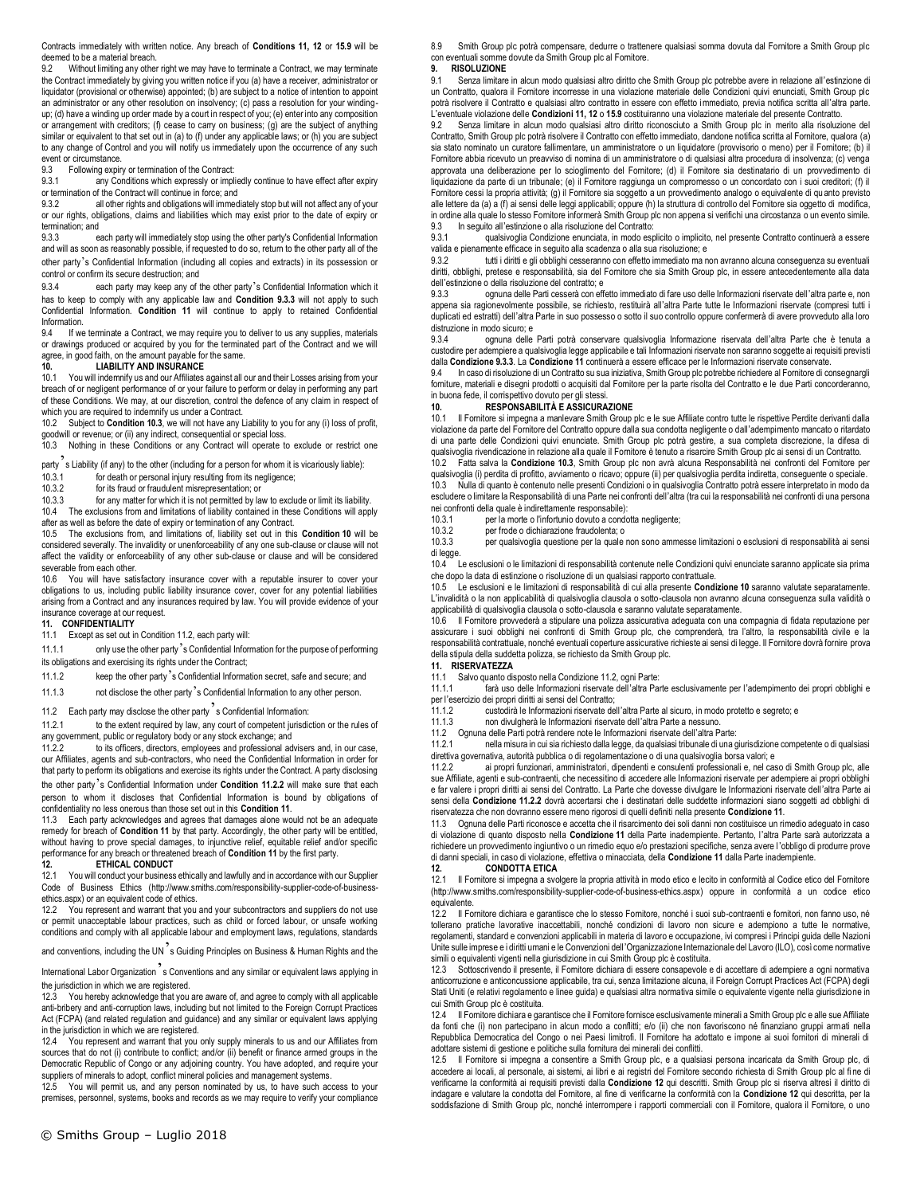Contracts immediately with written notice. Any breach of **Conditions 11, 12** or **15.9** will be deemed to be a material breach.

9.2 Without limiting any other right we may have to terminate a Contract, we may terminate the Contract immediately by giving you written notice if you (a) have a receiver, administrator or liquidator (provisional or otherwise) appointed; (b) are subject to a notice of intention to appoint an administrator or any other resolution on insolvency; (c) pass a resolution for your winding-up; (d) have a winding up order made by a court in respect of you; (e) enter into any composition or arrangement with creditors; (f) cease to carry on business; (g) are the subject of anything similar or equivalent to that set out in (a) to (f) under any applicable laws; or (h) you are subject to any change of Control and you will notify us immediately upon the occurrence of any such event or circumstance.

9.3 Following expiry or termination of the Contract:

9.3.1 any Conditions which expressly or impliedly continue to have effect after expiry or termination of the Contract will continue in force; and

9.3.2 all other rights and obligations will immediately stop but will not affect any of your or our rights, obligations, claims and liabilities which may exist prior to the date of expiry or termination; and

9.3.3 each party will immediately stop using the other party's Confidential Information and will as soon as reasonably possible, if requested to do so, return to the other party all of the other party's Confidential Information (including all copies and extracts) in its possession or control or confirm its secure destruction; and

9.3.4 each party may keep any of the other party's Confidential Information which it has to keep to comply with any applicable law and **Condition 9.3.3** will not apply to such Confidential Information. **Condition 11** will continue to apply to retained Confidential Information.

9.4 If we terminate a Contract, we may require you to deliver to us any supplies, materials or drawings produced or acquired by you for the terminated part of the Contract and we will agree, in good faith, on the amount payable for the same.

**10. LIABILITY AND INSURANCE**

10.1 You will indemnify us and our Affiliates against all our and their Losses arising from your breach of or negligent performance of or your failure to perform or delay in performing any part of these Conditions. We may, at our discretion, control the defence of any claim in respect of which you are required to indemnify us under a Contract.

10.2 Subject to **Condition 10.3**, we will not have any Liability to you for any (i) loss of profit, goodwill or revenue; or (ii) any indirect, consequential or special loss.

10.3 Nothing in these Conditions or any Contract will operate to exclude or restrict one party's Liability (if any) to the other (including for a person for whom it is vicariously liable):

10.3.1 for death or personal injury resulting from its negligence;

10.3.2 for its fraud or fraudulent misrepresentation; or

10.3.3 for any matter for which it is not permitted by law to exclude or limit its liability.

10.4 The exclusions from and limitations of liability contained in these Conditions will apply after as well as before the date of expiry or termination of any Contract.

10.5 The exclusions from, and limitations of, liability set out in this **Condition 10** will be considered severally. The invalidity or unenforceability of any one sub-clause or clause will not affect the validity or enforceability of any other sub-clause or clause and will be considered severable from each other.

10.6 You will have satisfactory insurance cover with a reputable insurer to cover your obligations to us, including public liability insurance cover, cover for any potential liabilities arising from a Contract and any insurances required by law. You will provide evidence of your insurance coverage at our request.

**11. CONFIDENTIALITY**

11.1 Except as set out in Condition 11.2, each party will:

11.1.1 only use the other party's Confidential Information for the purpose of performing its obligations and exercising its rights under the Contract;

11.1.2 keep the other party's Confidential Information secret, safe and secure; and

11.1.3 not disclose the other party's Confidential Information to any other person.

11.2 Each party may disclose the other party's Confidential Information:

11.2.1 to the extent required by law, any court of competent jurisdiction or the rules of any government, public or regulatory body or any stock exchange; and

11.2.2 to its officers, directors, employees and professional advisers and, in our case, our Affiliates, agents and sub-contractors, who need the Confidential Information in order for that party to perform its obligations and exercise its rights under the Contract. A party disclosing the other party's Confidential Information under **Condition 11.2.2** will make sure that each person to whom it discloses that Confidential Information is bound by obligations of confidentiality no less onerous than those set out in this **Condition 11**.

11.3 Each party acknowledges and agrees that damages alone would not be an adequate remedy for breach of **Condition 11** by that party. Accordingly, the other party will be entitled, without having to prove special damages, to injunctive relief, equitable relief and/or specific performance for any breach or threatened breach of **Condition 11** by the first party.

**12. ETHICAL CONDUCT**

12.1 You will conduct your business ethically and lawfully and in accordance with our Supplier Code of Business Ethics (http://www.smiths.com/responsibility-supplier-code-of-business-ethics.aspx) or an equivalent code of ethics.

12.2 You represent and warrant that you and your subcontractors and suppliers do not use or permit unacceptable labour practices, such as child or forced labour, or unsafe working conditions and comply with all applicable labour and employment laws, regulations, standards and conventions, including the UN's Guiding Principles on Business & Human Rights and the International Labor Organization's Conventions and any similar or equivalent laws applying in the jurisdiction in which we are registered.

12.3 You hereby acknowledge that you are aware of, and agree to comply with all applicable anti-bribery and anti-corruption laws, including but not limited to the Foreign Corrupt Practices Act (FCPA) (and related regulation and guidance) and any similar or equivalent laws applying in the jurisdiction in which we are registered.

12.4 You represent and warrant that you only supply minerals to us and our Affiliates from sources that do not (i) contribute to conflict; and/or (ii) benefit or finance armed groups in the Democratic Republic of Congo or any adjoining country. You have adopted, and require your suppliers of minerals to adopt, conflict mineral policies and management systems.

12.5 You will permit us, and any person nominated by us, to have such access to your premises, personnel, systems, books and records as we may require to verify your compliance

8.9 Smith Group plc potrà compensare, dedurre o trattenere qualsiasi somma dovuta dal Fornitore a Smith Group plc con eventuali somme dovute da Smith Group plc al Fornitore.

**9. RISOLUZIONE**

9.1 Senza limitare in alcun modo qualsiasi altro diritto che Smith Group plc potrebbe avere in relazione all'estinzione di un Contratto, qualora il Fornitore incorresse in una violazione materiale delle Condizioni quivi enunciati, Smith Group plc potrà risolvere il Contratto e qualsiasi altro contratto in essere con effetto immediato, previa notifica scritta all'altra parte. L'eventuale violazione delle **Condizioni 11, 12** o **15.9** costituiranno una violazione materiale del presente Contratto.

9.2 Senza limitare in alcun modo qualsiasi altro diritto riconosciuto a Smith Group plc in merito alla risoluzione del Contratto, Smith Group plc potrà risolvere il Contratto con effetto immediato, dandone notifica scritta al Fornitore, qualora (a) sia stato nominato un curatore fallimentare, un amministratore o un liquidatore (provvisorio o meno) per il Fornitore; (b) il Fornitore abbia ricevuto un preavviso di nomina di un amministratore o di qualsiasi altra procedura di insolvenza; (c) venga approvata una deliberazione per lo scioglimento del Fornitore; (d) il Fornitore sia destinatario di un provvedimento di liquidazione da parte di un tribunale; (e) il Fornitore raggiunga un compromesso o un concordato con i suoi creditori; (f) il Fornitore cessi la propria attività; (g) il Fornitore sia soggetto a un provvedimento analogo o equivalente di quanto previsto alle lettere da (a) a (f) ai sensi delle leggi applicabili; oppure (h) la struttura di controllo del Fornitore sia oggetto di modifica, in ordine alla quale lo stesso Fornitore informerà Smith Group plc non appena si verifichi una circostanza o un evento simile.

9.3 In seguito all'estinzione o alla risoluzione del Contratto:

9.3.1 qualsivoglia Condizione enunciata, in modo esplicito o implicito, nel presente Contratto continuerà a essere valida e pienamente efficace in seguito alla scadenza o alla sua risoluzione; e

9.3.2 tutti i diritti e gli obblighi cesseranno con effetto immediato ma non avranno alcuna conseguenza su eventuali diritti, obblighi, pretese e responsabilità, sia del Fornitore che sia Smith Group plc, in essere antecedentemente alla data dell'estinzione o della risoluzione del contratto; e

9.3.3 ognuna delle Parti cesserà con effetto immediato di fare uso delle Informazioni riservate dell'altra parte e, non appena sia ragionevolmente possibile, se richiesto, restituirà all'altra Parte tutte le Informazioni riservate (compresi tutti i duplicati ed estratti) dell'altra Parte in suo possesso o sotto il suo controllo oppure confermerà di avere provveduto alla loro distruzione in modo sicuro; e

9.3.4 ognuna delle Parti potrà conservare qualsivoglia Informazione riservata dell'altra Parte che è tenuta a custodire per adempiere a qualsivoglia legge applicabile e tali Informazioni riservate non saranno soggette ai requisiti previsti dalla **Condizione 9.3.3**. La **Condizione 11** continuerà a essere efficace per le Informazioni riservate conservate.

9.4 In caso di risoluzione di un Contratto su sua iniziativa, Smith Group plc potrebbe richiedere al Fornitore di consegnargli forniture, materiali e disegni prodotti o acquisiti dal Fornitore per la parte risolta del Contratto e le due Parti concorderanno, in buona fede, il corrispettivo dovuto per gli stessi.

**10. RESPONSABILITÀ E ASSICURAZIONE**

10.1 Il Fornitore si impegna a manlevare Smith Group plc e le sue Affiliate contro tutte le rispettive Perdite derivanti dalla violazione da parte del Fornitore del Contratto oppure dalla sua condotta negligente o dall'adempimento mancato o ritardato di una parte delle Condizioni quivi enunciate. Smith Group plc potrà gestire, a sua completa discrezione, la difesa di qualsivoglia rivendicazione in relazione alla quale il Fornitore è tenuto a risarcire Smith Group plc ai sensi di un Contratto.

10.2 Fatta salva la **Condizione 10.3**, Smith Group plc non avrà alcuna Responsabilità nei confronti del Fornitore per qualsivoglia (i) perdita di profitto, avviamento o ricavo; oppure (ii) per qualsivoglia perdita indiretta, conseguente o speciale.

10.3 Nulla di quanto è contenuto nelle presenti Condizioni o in qualsivoglia Contratto potrà essere interpretato in modo da escludere o limitare la Responsabilità di una Parte nei confronti dell'altra (tra cui la responsabilità nei confronti di una persona nei confronti della quale è indirettamente responsabile):

10.3.1 per la morte o l'infortunio dovuto a condotta negligente;

10.3.2 per frode o dichiarazione fraudolenta; o

10.3.3 per qualsivoglia questione per la quale non sono ammesse limitazioni o esclusioni di responsabilità ai sensi di legge.

10.4 Le esclusioni o le limitazioni di responsabilità contenute nelle Condizioni quivi enunciate saranno applicate sia prima che dopo la data di estinzione o risoluzione di un qualsiasi rapporto contrattuale.

10.5 Le esclusioni e le limitazioni di responsabilità di cui alla presente **Condizione 10** saranno valutate separatamente. L'invalidità o la non applicabilità di qualsivoglia clausola o sotto-clausola non avranno alcuna conseguenza sulla validità o applicabilità di qualsiasi altra clausola o sotto-clausola e saranno valutate separatamente.

10.6 Il Fornitore provvederà a stipulare una polizza assicurativa adeguata con una compagnia di fidata reputazione per assicurare i suoi obblighi nei confronti di Smith Group plc, che comprenderà, tra l'altro, la responsabilità civile e la responsabilità contrattuale, nonché eventuali coperture assicurative richieste ai sensi di legge. Il Fornitore dovrà fornire prova della stipula della suddetta polizza, se richiesto da Smith Group plc.

**11. RISERVATEZZA**

11.1 Salvo quanto disposto nella Condizione 11.2, ogni Parte:

11.1.1 farà uso delle Informazioni riservate dell'altra Parte esclusivamente per l'adempimento dei propri obblighi e per l'esercizio dei propri diritti ai sensi del Contratto;

11.1.2 custodirà le Informazioni riservate dell'altra Parte al sicuro, in modo protetto e segreto; e

11.1.3 non divulgherà le Informazioni riservate dell'altra Parte a nessuno.

11.2 Ognuna delle Parti potrà rendere note le Informazioni riservate dell'altra Parte:

11.2.1 nella misura in cui sia richiesto dalla legge, da qualsiasi tribunale di una giurisdizione competente o di qualsiasi direttiva governativa, autorità pubblica o di regolamentazione o di una qualsivoglia borsa valori; e

11.2.2 ai propri funzionari, amministratori, dipendenti e consulenti professionali e, nel caso di Smith Group plc, alle sue Affiliate, agenti e sub-contraenti, che necessitino di accedere alle Informazioni riservate per adempiere ai propri obblighi e far valere i propri diritti ai sensi del Contratto. La Parte che dovesse divulgare le Informazioni riservate dell'altra Parte ai sensi della **Condizione 11.2.2** dovrà accertarsi che i destinatari delle suddette informazioni siano soggetti ad obblighi di riservatezza che non dovranno essere meno rigorosi di quelli definiti nella presente **Condizione 11**.

11.3 Ognuna delle Parti riconosce e accetta che il risarcimento dei soli danni non costituisce un rimedio adeguato in caso di violazione di quanto disposto nella **Condizione 11** della Parte inadempiente. Pertanto, l'altra Parte sarà autorizzata a richiedere un provvedimento ingiuntivo o un rimedio equo e/o prestazioni specifiche, senza avere l'obbligo di produrre prove di danni speciali, in caso di violazione, effettiva o minacciata, della **Condizione 11** dalla Parte inadempiente.

**12. CONDOTTA ETICA**

12.1 Il Fornitore si impegna a svolgere la propria attività in modo etico e lecito in conformità al Codice etico del Fornitore (http://www.smiths.com/responsibility-supplier-code-of-business-ethics.aspx) oppure in conformità a un codice etico equivalente.

12.2 Il Fornitore dichiara e garantisce che lo stesso Fornitore, nonché i suoi sub-contraenti e fornitori, non fanno uso, né tollerano pratiche lavorative inaccettabili, nonché condizioni di lavoro non sicure e adempiono a tutte le normative, regolamenti, standard e convenzioni applicabili in materia di lavoro e occupazione, ivi compresi i Principi guida delle Nazioni Unite sulle imprese e i diritti umani e le Convenzioni dell'Organizzazione Internazionale del Lavoro (ILO), così come normative simili o equivalenti vigenti nella giurisdizione in cui Smith Group plc è costituita.

12.3 Sottoscrivendo il presente, il Fornitore dichiara di essere consapevole e di accettare di adempiere a ogni normativa anticorruzione e anticoncussione applicabile, tra cui, senza limitazione alcuna, il Foreign Corrupt Practices Act (FCPA) degli Stati Uniti (e relativi regolamento e linee guida) e qualsiasi altra normativa simile o equivalente vigente nella giurisdizione in cui Smith Group plc è costituita.

12.4 Il Fornitore dichiara e garantisce che il Fornitore fornisce esclusivamente minerali a Smith Group plc e alle sue Affiliate da fonti che (i) non partecipano in alcun modo a conflitti; e/o (ii) che non favoriscono né finanziano gruppi armati nella Repubblica Democratica del Congo o nei Paesi limitrofi. Il Fornitore ha adottato e impone ai suoi fornitori di minerali di adottare sistemi di gestione e politiche sulla fornitura dei minerali dei conflitti.

12.5 Il Fornitore si impegna a consentire a Smith Group plc, e a qualsiasi persona incaricata da Smith Group plc, di accedere ai locali, al personale, ai sistemi, ai libri e ai registri del Fornitore secondo richiesta di Smith Group plc al fine di verificarne la conformità ai requisiti previsti dalla **Condizione 12** qui descritti. Smith Group plc si riserva altresì il diritto di indagare e valutare la condotta del Fornitore, al fine di verificarne la conformità con la **Condizione 12** qui descritta, per la soddisfazione di Smith Group plc, nonché interrompere i rapporti commerciali con il Fornitore, qualora il Fornitore, o uno

© Smiths Group – Luglio 2018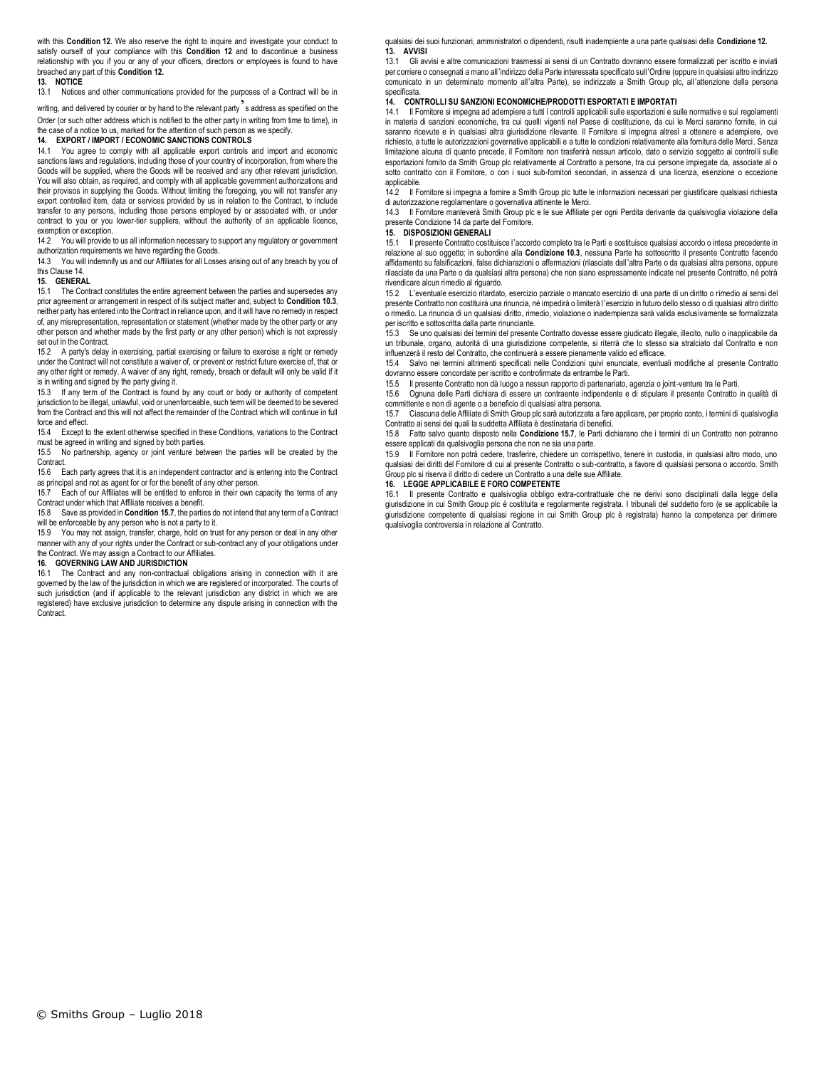with this **Condition 12**. We also reserve the right to inquire and investigate your conduct to satisfy ourself of your compliance with this **Condition 12** and to discontinue a business relationship with you if you or any of your officers, directors or employees is found to have breached any part of this **Condition 12.**

**13. NOTICE**

13.1 Notices and other communications provided for the purposes of a Contract will be in writing, and delivered by courier or by hand to the relevant party's address as specified on the Order (or such other address which is notified to the other party in writing from time to time), in the case of a notice to us, marked for the attention of such person as we specify.

**14. EXPORT / IMPORT / ECONOMIC SANCTIONS CONTROLS**

14.1 You agree to comply with all applicable export controls and import and economic sanctions laws and regulations, including those of your country of incorporation, from where the Goods will be supplied, where the Goods will be received and any other relevant jurisdiction. You will also obtain, as required, and comply with all applicable government authorizations and their provisos in supplying the Goods. Without limiting the foregoing, you will not transfer any export controlled item, data or services provided by us in relation to the Contract, to include transfer to any persons, including those persons employed by or associated with, or under contract to you or you lower-tier suppliers, without the authority of an applicable licence, exemption or exception.

14.2 You will provide to us all information necessary to support any regulatory or government authorization requirements we have regarding the Goods.

14.3 You will indemnify us and our Affiliates for all Losses arising out of any breach by you of this Clause 14.

**15. GENERAL**

15.1 The Contract constitutes the entire agreement between the parties and supersedes any prior agreement or arrangement in respect of its subject matter and, subject to **Condition 10.3**, neither party has entered into the Contract in reliance upon, and it will have no remedy in respect of, any misrepresentation, representation or statement (whether made by the other party or any other person and whether made by the first party or any other person) which is not expressly set out in the Contract.

15.2 A party's delay in exercising, partial exercising or failure to exercise a right or remedy under the Contract will not constitute a waiver of, or prevent or restrict future exercise of, that or any other right or remedy. A waiver of any right, remedy, breach or default will only be valid if it is in writing and signed by the party giving it.

15.3 If any term of the Contract is found by any court or body or authority of competent jurisdiction to be illegal, unlawful, void or unenforceable, such term will be deemed to be severed from the Contract and this will not affect the remainder of the Contract which will continue in full force and effect.

15.4 Except to the extent otherwise specified in these Conditions, variations to the Contract must be agreed in writing and signed by both parties.

15.5 No partnership, agency or joint venture between the parties will be created by the Contract.

15.6 Each party agrees that it is an independent contractor and is entering into the Contract as principal and not as agent for or for the benefit of any other person.

15.7 Each of our Affiliates will be entitled to enforce in their own capacity the terms of any Contract under which that Affiliate receives a benefit.

15.8 Save as provided in **Condition 15.7**, the parties do not intend that any term of a Contract will be enforceable by any person who is not a party to it.

15.9 You may not assign, transfer, charge, hold on trust for any person or deal in any other manner with any of your rights under the Contract or sub-contract any of your obligations under the Contract. We may assign a Contract to our Affiliates.

**16. GOVERNING LAW AND JURISDICTION**

16.1 The Contract and any non-contractual obligations arising in connection with it are governed by the law of the jurisdiction in which we are registered or incorporated. The courts of such jurisdiction (and if applicable to the relevant jurisdiction any district in which we are registered) have exclusive jurisdiction to determine any dispute arising in connection with the Contract.

qualsiasi dei suoi funzionari, amministratori o dipendenti, risulti inadempiente a una parte qualsiasi della **Condizione 12.**

**13. AVVISI**

13.1 Gli avvisi e altre comunicazioni trasmessi ai sensi di un Contratto dovranno essere formalizzati per iscritto e inviati per corriere o consegnati a mano all'indirizzo della Parte interessata specificato sull'Ordine (oppure in qualsiasi altro indirizzo comunicato in un determinato momento all'altra Parte), se indirizzate a Smith Group plc, all'attenzione della persona specificata.

**14. CONTROLLI SU SANZIONI ECONOMICHE/PRODOTTI ESPORTATI E IMPORTATI**

14.1 Il Fornitore si impegna ad adempiere a tutti i controlli applicabili sulle esportazioni e sulle normative e sui regolamenti in materia di sanzioni economiche, tra cui quelli vigenti nel Paese di costituzione, da cui le Merci saranno fornite, in cui saranno ricevute e in qualsiasi altra giurisdizione rilevante. Il Fornitore si impegna altresì a ottenere e adempiere, ove richiesto, a tutte le autorizzazioni governative applicabili e a tutte le condizioni relativamente alla fornitura delle Merci. Senza limitazione alcuna di quanto precede, il Fornitore non trasferirà nessun articolo, dato o servizio soggetto ai controlli sulle esportazioni fornito da Smith Group plc relativamente al Contratto a persone, tra cui persone impiegate da, associate al o sotto contratto con il Fornitore, o con i suoi sub-fornitori secondari, in assenza di una licenza, esenzione o eccezione applicabile.

14.2 Il Fornitore si impegna a fornire a Smith Group plc tutte le informazioni necessari per giustificare qualsiasi richiesta di autorizzazione regolamentare o governativa attinente le Merci.

14.3 Il Fornitore manleverà Smith Group plc e le sue Affiliate per ogni Perdita derivante da qualsivoglia violazione della presente Condizione 14 da parte del Fornitore.

**15. DISPOSIZIONI GENERALI**

15.1 Il presente Contratto costituisce l'accordo completo tra le Parti e sostituisce qualsiasi accordo o intesa precedente in relazione al suo oggetto; in subordine alla **Condizione 10.3**, nessuna Parte ha sottoscritto il presente Contratto facendo affidamento su falsificazioni, false dichiarazioni o affermazioni (rilasciate dall'altra Parte o da qualsiasi altra persona, oppure rilasciate da una Parte o da qualsiasi altra persona) che non siano espressamente indicate nel presente Contratto, né potrà rivendicare alcun rimedio al riguardo.

15.2 L'eventuale esercizio ritardato, esercizio parziale o mancato esercizio di una parte di un diritto o rimedio ai sensi del presente Contratto non costituirà una rinuncia, né impedirà o limiterà l'esercizio in futuro dello stesso o di qualsiasi altro diritto o rimedio. La rinuncia di un qualsiasi diritto, rimedio, violazione o inadempienza sarà valida esclusivamente se formalizzata per iscritto e sottoscritta dalla parte rinunciante.

15.3 Se uno qualsiasi dei termini del presente Contratto dovesse essere giudicato illegale, illecito, nullo o inapplicabile da un tribunale, organo, autorità di una giurisdizione competente, si riterrà che lo stesso sia stralciato dal Contratto e non influenzerà il resto del Contratto, che continuerà a essere pienamente valido ed efficace.

15.4 Salvo nei termini altrimenti specificati nelle Condizioni quivi enunciate, eventuali modifiche al presente Contratto dovranno essere concordate per iscritto e controfirmate da entrambe le Parti.

15.5 Il presente Contratto non dà luogo a nessun rapporto di partenariato, agenzia o joint-venture tra le Parti.

15.6 Ognuna delle Parti dichiara di essere un contraente indipendente e di stipulare il presente Contratto in qualità di committente e non di agente o a beneficio di qualsiasi altra persona.

15.7 Ciascuna delle Affiliate di Smith Group plc sarà autorizzata a fare applicare, per proprio conto, i termini di qualsivoglia Contratto ai sensi dei quali la suddetta Affiliata è destinataria di benefici.

15.8 Fatto salvo quanto disposto nella **Condizione 15.7**, le Parti dichiarano che i termini di un Contratto non potranno essere applicati da qualsivoglia persona che non ne sia una parte.

15.9 Il Fornitore non potrà cedere, trasferire, chiedere un corrispettivo, tenere in custodia, in qualsiasi altro modo, uno qualsiasi dei diritti del Fornitore di cui al presente Contratto o sub-contratto, a favore di qualsiasi persona o accordo. Smith Group plc si riserva il diritto di cedere un Contratto a una delle sue Affiliate.

**16. LEGGE APPLICABILE E FORO COMPETENTE**

16.1 Il presente Contratto e qualsivoglia obbligo extra-contrattuale che ne derivi sono disciplinati dalla legge della giurisdizione in cui Smith Group plc è costituita e regolarmente registrata. I tribunali del suddetto foro (e se applicabile la giurisdizione competente di qualsiasi regione in cui Smith Group plc è registrata) hanno la competenza per dirimere qualsivoglia controversia in relazione al Contratto.

© Smiths Group – Luglio 2018